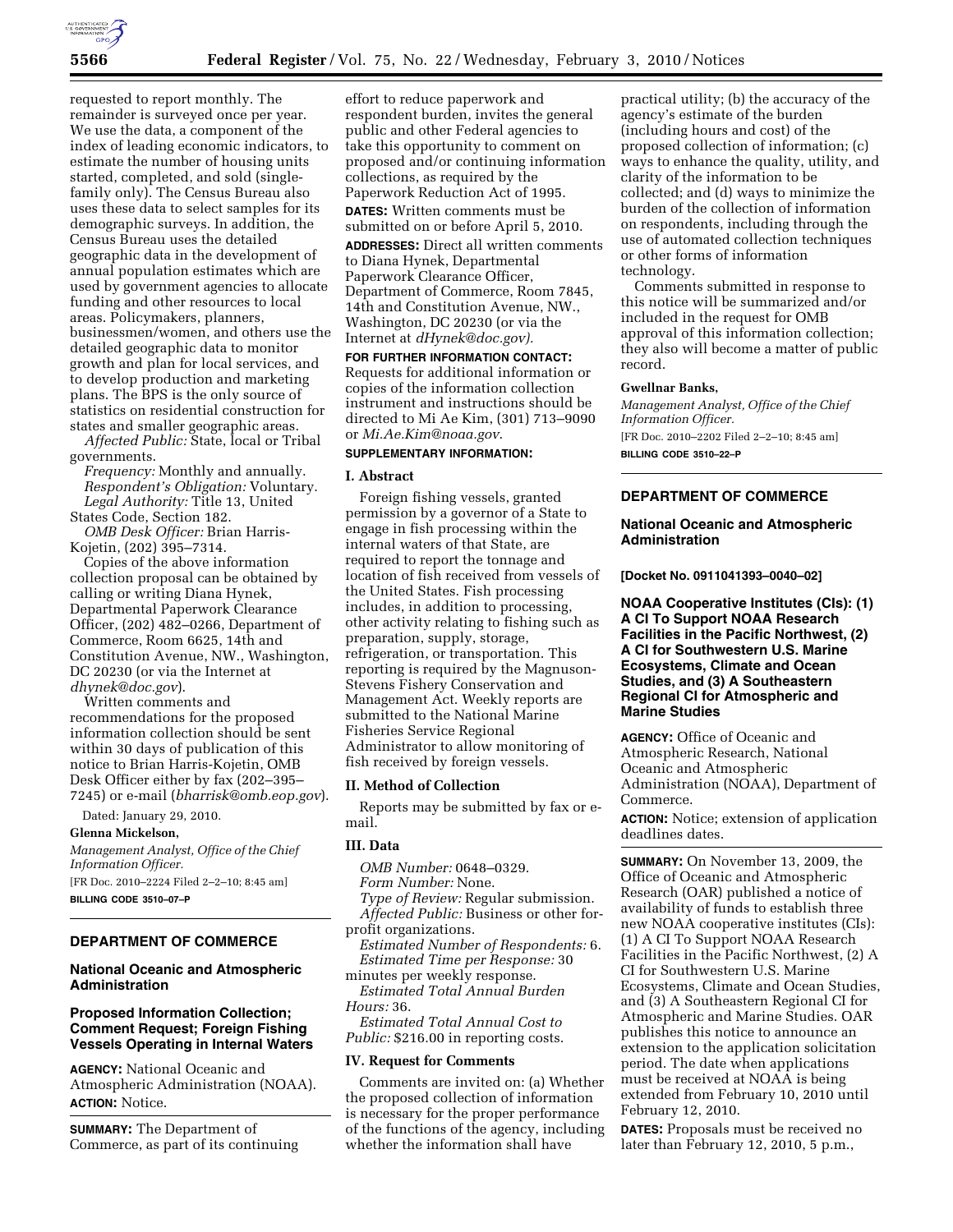requested to report monthly. The remainder is surveyed once per year. We use the data, a component of the index of leading economic indicators, to estimate the number of housing units started, completed, and sold (single-family only). The Census Bureau also uses these data to select samples for its demographic surveys. In addition, the Census Bureau uses the detailed geographic data in the development of annual population estimates which are used by government agencies to allocate funding and other resources to local areas. Policymakers, planners, businessmen/women, and others use the detailed geographic data to monitor growth and plan for local services, and to develop production and marketing plans. The BPS is the only source of statistics on residential construction for states and smaller geographic areas.

*Affected Public:* State, local or Tribal governments.

*Frequency:* Monthly and annually.

*Respondent's Obligation:* Voluntary.

*Legal Authority:* Title 13, United States Code, Section 182.

*OMB Desk Officer:* Brian Harris-Kojetin, (202) 395–7314.

Copies of the above information collection proposal can be obtained by calling or writing Diana Hynek, Departmental Paperwork Clearance Officer, (202) 482–0266, Department of Commerce, Room 6625, 14th and Constitution Avenue, NW., Washington, DC 20230 (or via the Internet at *dhynek@doc.gov*).

Written comments and recommendations for the proposed information collection should be sent within 30 days of publication of this notice to Brian Harris-Kojetin, OMB Desk Officer either by fax (202–395–7245) or e-mail (*bharrisk@omb.eop.gov*).

Dated: January 29, 2010.

**Glenna Mickelson,**

*Management Analyst, Office of the Chief Information Officer.*

[FR Doc. 2010–2224 Filed 2–2–10; 8:45 am]

**BILLING CODE 3510–07–P**

---

## DEPARTMENT OF COMMERCE

### National Oceanic and Atmospheric Administration

### Proposed Information Collection; Comment Request; Foreign Fishing Vessels Operating in Internal Waters

**AGENCY:** National Oceanic and Atmospheric Administration (NOAA).

**ACTION:** Notice.

**SUMMARY:** The Department of Commerce, as part of its continuing effort to reduce paperwork and respondent burden, invites the general public and other Federal agencies to take this opportunity to comment on proposed and/or continuing information collections, as required by the Paperwork Reduction Act of 1995.

**DATES:** Written comments must be submitted on or before April 5, 2010.

**ADDRESSES:** Direct all written comments to Diana Hynek, Departmental Paperwork Clearance Officer, Department of Commerce, Room 7845, 14th and Constitution Avenue, NW., Washington, DC 20230 (or via the Internet at *dHynek@doc.gov).*

**FOR FURTHER INFORMATION CONTACT:** Requests for additional information or copies of the information collection instrument and instructions should be directed to Mi Ae Kim, (301) 713–9090 or *Mi.Ae.Kim@noaa.gov*.

**SUPPLEMENTARY INFORMATION:**

#### I. Abstract

Foreign fishing vessels, granted permission by a governor of a State to engage in fish processing within the internal waters of that State, are required to report the tonnage and location of fish received from vessels of the United States. Fish processing includes, in addition to processing, other activity relating to fishing such as preparation, supply, storage, refrigeration, or transportation. This reporting is required by the Magnuson-Stevens Fishery Conservation and Management Act. Weekly reports are submitted to the National Marine Fisheries Service Regional Administrator to allow monitoring of fish received by foreign vessels.

#### II. Method of Collection

Reports may be submitted by fax or e-mail.

#### III. Data

*OMB Number:* 0648–0329.

*Form Number:* None.

*Type of Review:* Regular submission.

*Affected Public:* Business or other for-profit organizations.

*Estimated Number of Respondents:* 6.

*Estimated Time per Response:* 30 minutes per weekly response.

*Estimated Total Annual Burden Hours:* 36.

*Estimated Total Annual Cost to Public:* $216.00 in reporting costs.

#### IV. Request for Comments

Comments are invited on: (a) Whether the proposed collection of information is necessary for the proper performance of the functions of the agency, including whether the information shall have practical utility; (b) the accuracy of the agency's estimate of the burden (including hours and cost) of the proposed collection of information; (c) ways to enhance the quality, utility, and clarity of the information to be collected; and (d) ways to minimize the burden of the collection of information on respondents, including through the use of automated collection techniques or other forms of information technology.

Comments submitted in response to this notice will be summarized and/or included in the request for OMB approval of this information collection; they also will become a matter of public record.

**Gwellnar Banks,**

*Management Analyst, Office of the Chief Information Officer.*

[FR Doc. 2010–2202 Filed 2–2–10; 8:45 am]

**BILLING CODE 3510–22–P**

---

## DEPARTMENT OF COMMERCE

### National Oceanic and Atmospheric Administration

**[Docket No. 0911041393–0040–02]**

### NOAA Cooperative Institutes (CIs): (1) A CI To Support NOAA Research Facilities in the Pacific Northwest, (2) A CI for Southwestern U.S. Marine Ecosystems, Climate and Ocean Studies, and (3) A Southeastern Regional CI for Atmospheric and Marine Studies

**AGENCY:** Office of Oceanic and Atmospheric Research, National Oceanic and Atmospheric Administration (NOAA), Department of Commerce.

**ACTION:** Notice; extension of application deadlines dates.

**SUMMARY:** On November 13, 2009, the Office of Oceanic and Atmospheric Research (OAR) published a notice of availability of funds to establish three new NOAA cooperative institutes (CIs): (1) A CI To Support NOAA Research Facilities in the Pacific Northwest, (2) A CI for Southwestern U.S. Marine Ecosystems, Climate and Ocean Studies, and (3) A Southeastern Regional CI for Atmospheric and Marine Studies. OAR publishes this notice to announce an extension to the application solicitation period. The date when applications must be received at NOAA is being extended from February 10, 2010 until February 12, 2010.

**DATES:** Proposals must be received no later than February 12, 2010, 5 p.m.,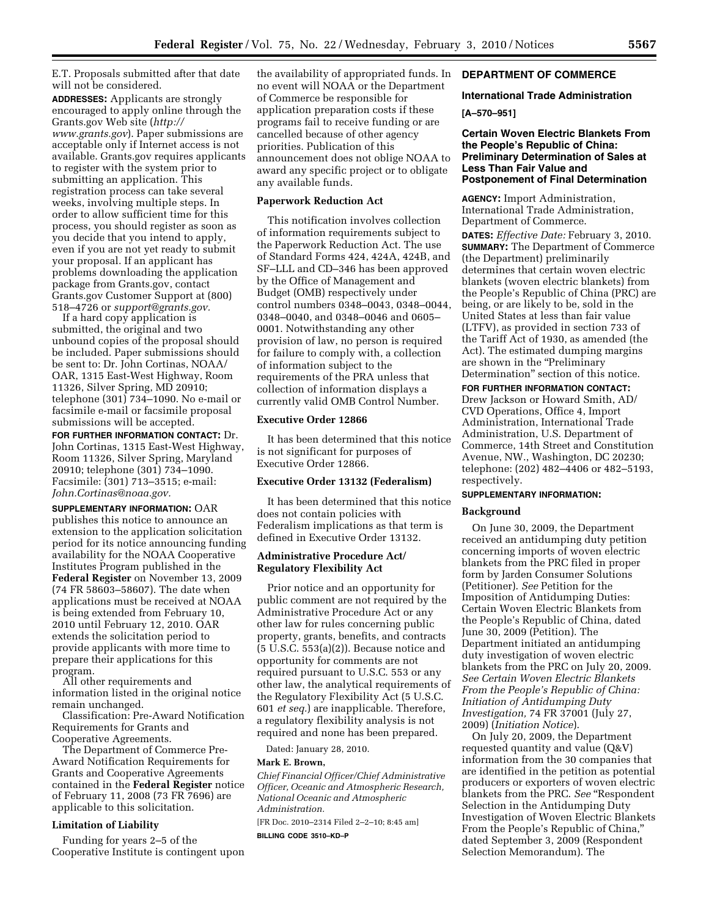E.T. Proposals submitted after that date will not be considered.

**ADDRESSES:** Applicants are strongly encouraged to apply online through the Grants.gov Web site (*http://www.grants.gov*). Paper submissions are acceptable only if Internet access is not available. Grants.gov requires applicants to register with the system prior to submitting an application. This registration process can take several weeks, involving multiple steps. In order to allow sufficient time for this process, you should register as soon as you decide that you intend to apply, even if you are not yet ready to submit your proposal. If an applicant has problems downloading the application package from Grants.gov, contact Grants.gov Customer Support at (800) 518–4726 or *support@grants.gov.*

If a hard copy application is submitted, the original and two unbound copies of the proposal should be included. Paper submissions should be sent to: Dr. John Cortinas, NOAA/OAR, 1315 East-West Highway, Room 11326, Silver Spring, MD 20910; telephone (301) 734–1090. No e-mail or facsimile e-mail or facsimile proposal submissions will be accepted.

**FOR FURTHER INFORMATION CONTACT:** Dr. John Cortinas, 1315 East-West Highway, Room 11326, Silver Spring, Maryland 20910; telephone (301) 734–1090. Facsimile: (301) 713–3515; e-mail: *John.Cortinas@noaa.gov.*

**SUPPLEMENTARY INFORMATION:** OAR publishes this notice to announce an extension to the application solicitation period for its notice announcing funding availability for the NOAA Cooperative Institutes Program published in the **Federal Register** on November 13, 2009 (74 FR 58603–58607). The date when applications must be received at NOAA is being extended from February 10, 2010 until February 12, 2010. OAR extends the solicitation period to provide applicants with more time to prepare their applications for this program.

All other requirements and information listed in the original notice remain unchanged.

Classification: Pre-Award Notification Requirements for Grants and Cooperative Agreements.

The Department of Commerce Pre-Award Notification Requirements for Grants and Cooperative Agreements contained in the **Federal Register** notice of February 11, 2008 (73 FR 7696) are applicable to this solicitation.

### Limitation of Liability

Funding for years 2–5 of the Cooperative Institute is contingent upon the availability of appropriated funds. In no event will NOAA or the Department of Commerce be responsible for application preparation costs if these programs fail to receive funding or are cancelled because of other agency priorities. Publication of this announcement does not oblige NOAA to award any specific project or to obligate any available funds.

### Paperwork Reduction Act

This notification involves collection of information requirements subject to the Paperwork Reduction Act. The use of Standard Forms 424, 424A, 424B, and SF–LLL and CD–346 has been approved by the Office of Management and Budget (OMB) respectively under control numbers 0348–0043, 0348–0044, 0348–0040, and 0348–0046 and 0605–0001. Notwithstanding any other provision of law, no person is required for failure to comply with, a collection of information subject to the requirements of the PRA unless that collection of information displays a currently valid OMB Control Number.

### Executive Order 12866

It has been determined that this notice is not significant for purposes of Executive Order 12866.

### Executive Order 13132 (Federalism)

It has been determined that this notice does not contain policies with Federalism implications as that term is defined in Executive Order 13132.

### Administrative Procedure Act/Regulatory Flexibility Act

Prior notice and an opportunity for public comment are not required by the Administrative Procedure Act or any other law for rules concerning public property, grants, benefits, and contracts (5 U.S.C. 553(a)(2)). Because notice and opportunity for comments are not required pursuant to U.S.C. 553 or any other law, the analytical requirements of the Regulatory Flexibility Act (5 U.S.C. 601 *et seq.*) are inapplicable. Therefore, a regulatory flexibility analysis is not required and none has been prepared.

Dated: January 28, 2010.

**Mark E. Brown,**

*Chief Financial Officer/Chief Administrative Officer, Oceanic and Atmospheric Research, National Oceanic and Atmospheric Administration.*

[FR Doc. 2010–2314 Filed 2–2–10; 8:45 am]

**BILLING CODE 3510–KD–P**

## DEPARTMENT OF COMMERCE

### International Trade Administration

**[A–570–951]**

### Certain Woven Electric Blankets From the People's Republic of China: Preliminary Determination of Sales at Less Than Fair Value and Postponement of Final Determination

**AGENCY:** Import Administration, International Trade Administration, Department of Commerce.

**DATES:** *Effective Date:* February 3, 2010.

**SUMMARY:** The Department of Commerce (the Department) preliminarily determines that certain woven electric blankets (woven electric blankets) from the People's Republic of China (PRC) are being, or are likely to be, sold in the United States at less than fair value (LTFV), as provided in section 733 of the Tariff Act of 1930, as amended (the Act). The estimated dumping margins are shown in the "Preliminary Determination" section of this notice.

**FOR FURTHER INFORMATION CONTACT:** Drew Jackson or Howard Smith, AD/CVD Operations, Office 4, Import Administration, International Trade Administration, U.S. Department of Commerce, 14th Street and Constitution Avenue, NW., Washington, DC 20230; telephone: (202) 482–4406 or 482–5193, respectively.

**SUPPLEMENTARY INFORMATION:**

### Background

On June 30, 2009, the Department received an antidumping duty petition concerning imports of woven electric blankets from the PRC filed in proper form by Jarden Consumer Solutions (Petitioner). *See* Petition for the Imposition of Antidumping Duties: Certain Woven Electric Blankets from the People's Republic of China, dated June 30, 2009 (Petition). The Department initiated an antidumping duty investigation of woven electric blankets from the PRC on July 20, 2009. *See Certain Woven Electric Blankets From the People's Republic of China: Initiation of Antidumping Duty Investigation,* 74 FR 37001 (July 27, 2009) (*Initiation Notice*).

On July 20, 2009, the Department requested quantity and value (Q&V) information from the 30 companies that are identified in the petition as potential producers or exporters of woven electric blankets from the PRC. *See* "Respondent Selection in the Antidumping Duty Investigation of Woven Electric Blankets From the People's Republic of China," dated September 3, 2009 (Respondent Selection Memorandum). The